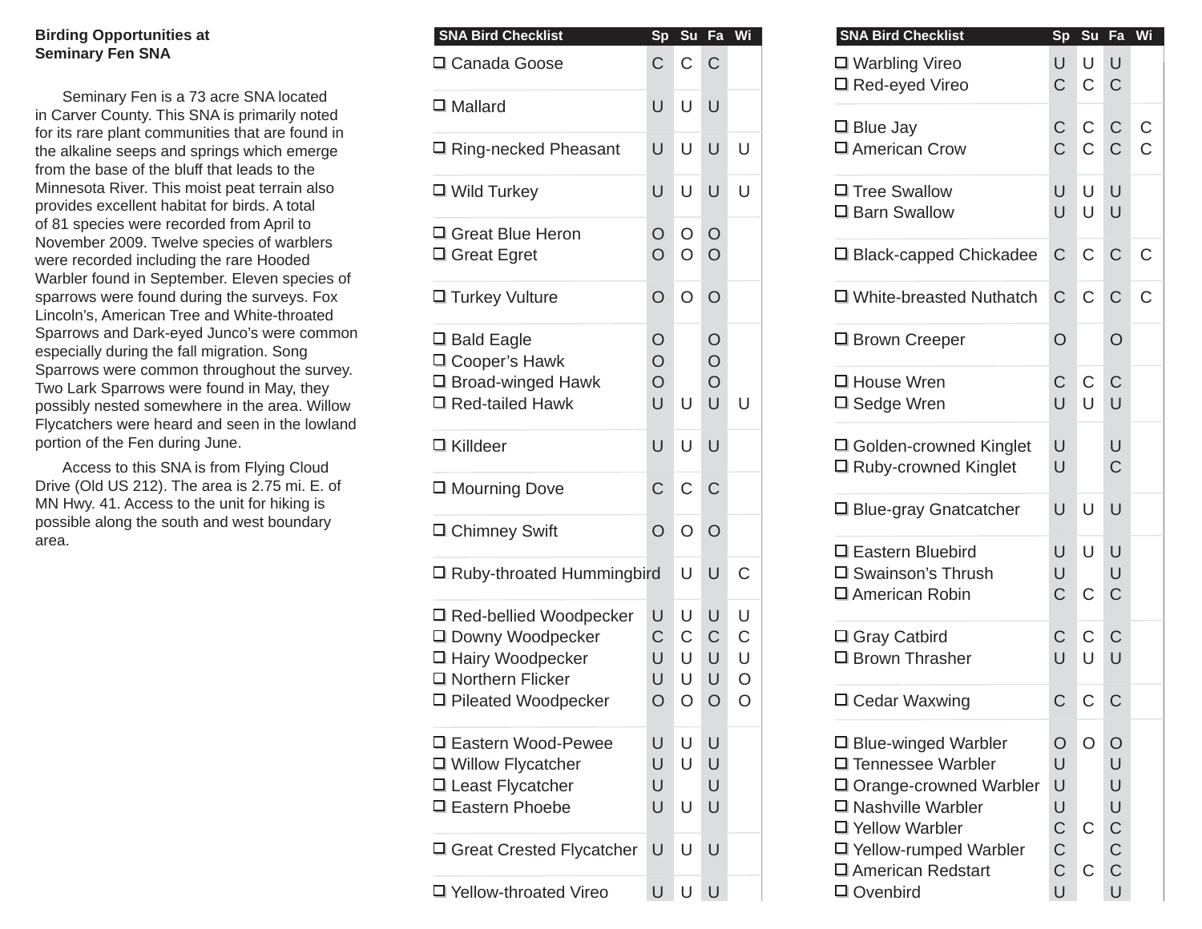## Birding Opportunities at Seminary Fen SNA

Seminary Fen is a 73 acre SNA located in Carver County. This SNA is primarily noted for its rare plant communities that are found in the alkaline seeps and springs which emerge from the base of the bluff that leads to the Minnesota River. This moist peat terrain also provides excellent habitat for birds. A total of 81 species were recorded from April to November 2009. Twelve species of warblers were recorded including the rare Hooded Warbler found in September. Eleven species of sparrows were found during the surveys. Fox Lincoln's, American Tree and White-throated Sparrows and Dark-eyed Junco's were common especially during the fall migration. Song Sparrows were common throughout the survey. Two Lark Sparrows were found in May, they possibly nested somewhere in the area. Willow Flycatchers were heard and seen in the lowland portion of the Fen during June.

Access to this SNA is from Flying Cloud Drive (Old US 212). The area is 2.75 mi. E. of MN Hwy. 41. Access to the unit for hiking is possible along the south and west boundary area.

| SNA Bird Checklist | Sp | Su | Fa | Wi |
|---|---|---|---|---|
| ❑ Canada Goose | C | C | C | |
| ❑ Mallard | U | U | U | |
| ❑ Ring-necked Pheasant | U | U | U | U |
| ❑ Wild Turkey | U | U | U | U |
| ❑ Great Blue Heron | O | O | O | |
| ❑ Great Egret | O | O | O | |
| ❑ Turkey Vulture | O | O | O | |
| ❑ Bald Eagle | O | | O | |
| ❑ Cooper's Hawk | O | | O | |
| ❑ Broad-winged Hawk | O | | O | |
| ❑ Red-tailed Hawk | U | U | U | U |
| ❑ Killdeer | U | U | U | |
| ❑ Mourning Dove | C | C | C | |
| ❑ Chimney Swift | O | O | O | |
| ❑ Ruby-throated Hummingbird | | U | U | C |
| ❑ Red-bellied Woodpecker | U | U | U | U |
| ❑ Downy Woodpecker | C | C | C | C |
| ❑ Hairy Woodpecker | U | U | U | U |
| ❑ Northern Flicker | U | U | U | O |
| ❑ Pileated Woodpecker | O | O | O | O |
| ❑ Eastern Wood-Pewee | U | U | U | |
| ❑ Willow Flycatcher | U | U | U | |
| ❑ Least Flycatcher | U | | U | |
| ❑ Eastern Phoebe | U | U | U | |
| ❑ Great Crested Flycatcher | U | U | U | |
| ❑ Yellow-throated Vireo | U | U | U | |

| SNA Bird Checklist | Sp | Su | Fa | Wi |
|---|---|---|---|---|
| ❑ Warbling Vireo | U | U | U | |
| ❑ Red-eyed Vireo | C | C | C | |
| ❑ Blue Jay | C | C | C | C |
| ❑ American Crow | C | C | C | C |
| ❑ Tree Swallow | U | U | U | |
| ❑ Barn Swallow | U | U | U | |
| ❑ Black-capped Chickadee | C | C | C | C |
| ❑ White-breasted Nuthatch | C | C | C | C |
| ❑ Brown Creeper | O | | O | |
| ❑ House Wren | C | C | C | |
| ❑ Sedge Wren | U | U | U | |
| ❑ Golden-crowned Kinglet | U | | U | |
| ❑ Ruby-crowned Kinglet | U | | C | |
| ❑ Blue-gray Gnatcatcher | U | U | U | |
| ❑ Eastern Bluebird | U | U | U | |
| ❑ Swainson's Thrush | U | | U | |
| ❑ American Robin | C | C | C | |
| ❑ Gray Catbird | C | C | C | |
| ❑ Brown Thrasher | U | U | U | |
| ❑ Cedar Waxwing | C | C | C | |
| ❑ Blue-winged Warbler | O | O | O | |
| ❑ Tennessee Warbler | U | | U | |
| ❑ Orange-crowned Warbler | U | | U | |
| ❑ Nashville Warbler | U | | U | |
| ❑ Yellow Warbler | C | C | C | |
| ❑ Yellow-rumped Warbler | C | | C | |
| ❑ American Redstart | C | C | C | |
| ❑ Ovenbird | U | | U | |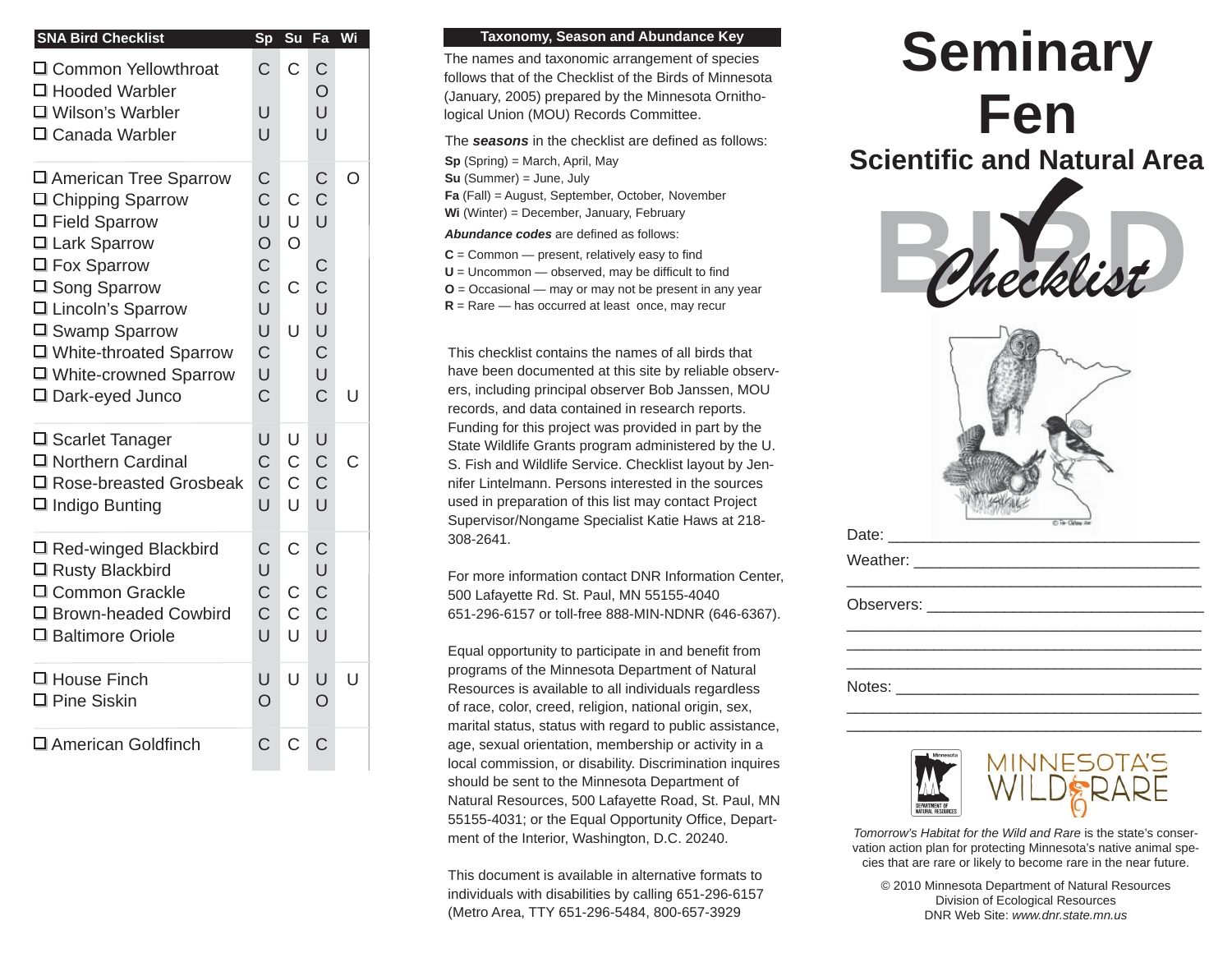| SNA Bird Checklist | Sp | Su | Fa | Wi |
|---|---|---|---|---|
| ☐ Common Yellowthroat | C | C | C | |
| ☐ Hooded Warbler | | | O | |
| ☐ Wilson's Warbler | U | | U | |
| ☐ Canada Warbler | U | | U | |
| ☐ American Tree Sparrow | C | | C | O |
| ☐ Chipping Sparrow | C | C | C | |
| ☐ Field Sparrow | U | U | U | |
| ☐ Lark Sparrow | O | O | | |
| ☐ Fox Sparrow | C | | C | |
| ☐ Song Sparrow | C | C | C | |
| ☐ Lincoln's Sparrow | U | | U | |
| ☐ Swamp Sparrow | U | U | U | |
| ☐ White-throated Sparrow | C | | C | |
| ☐ White-crowned Sparrow | U | | U | |
| ☐ Dark-eyed Junco | C | | C | U |
| ☐ Scarlet Tanager | U | U | U | |
| ☐ Northern Cardinal | C | C | C | C |
| ☐ Rose-breasted Grosbeak | C | C | C | |
| ☐ Indigo Bunting | U | U | U | |
| ☐ Red-winged Blackbird | C | C | C | |
| ☐ Rusty Blackbird | U | | U | |
| ☐ Common Grackle | C | C | C | |
| ☐ Brown-headed Cowbird | C | C | C | |
| ☐ Baltimore Oriole | U | U | U | |
| ☐ House Finch | U | U | U | U |
| ☐ Pine Siskin | O | | O | |
| ☐ American Goldfinch | C | C | C | |

## Taxonomy, Season and Abundance Key

The names and taxonomic arrangement of species follows that of the Checklist of the Birds of Minnesota (January, 2005) prepared by the Minnesota Ornithological Union (MOU) Records Committee.

The ***seasons*** in the checklist are defined as follows:

**Sp** (Spring) = March, April, May
**Su** (Summer) = June, July
**Fa** (Fall) = August, September, October, November
**Wi** (Winter) = December, January, February

***Abundance codes*** are defined as follows:

**C** = Common — present, relatively easy to find
**U** = Uncommon — observed, may be difficult to find
**O** = Occasional — may or may not be present in any year
**R** = Rare — has occurred at least once, may recur

This checklist contains the names of all birds that have been documented at this site by reliable observers, including principal observer Bob Janssen, MOU records, and data contained in research reports. Funding for this project was provided in part by the State Wildlife Grants program administered by the U. S. Fish and Wildlife Service. Checklist layout by Jennifer Lintelmann. Persons interested in the sources used in preparation of this list may contact Project Supervisor/Nongame Specialist Katie Haws at 218-308-2641.

For more information contact DNR Information Center, 500 Lafayette Rd. St. Paul, MN 55155-4040
651-296-6157 or toll-free 888-MIN-NDNR (646-6367).

Equal opportunity to participate in and benefit from programs of the Minnesota Department of Natural Resources is available to all individuals regardless of race, color, creed, religion, national origin, sex, marital status, status with regard to public assistance, age, sexual orientation, membership or activity in a local commission, or disability. Discrimination inquires should be sent to the Minnesota Department of Natural Resources, 500 Lafayette Road, St. Paul, MN 55155-4031; or the Equal Opportunity Office, Department of the Interior, Washington, D.C. 20240.

This document is available in alternative formats to individuals with disabilities by calling 651-296-6157 (Metro Area, TTY 651-296-5484, 800-657-3929

# Seminary Fen

## Scientific and Natural Area

# BIRD Checklist

Date: ______________________________________

Weather: ___________________________________

Observers: __________________________________

Notes: ______________________________________

MINNESOTA'S WILD & RARE

*Tomorrow's Habitat for the Wild and Rare* is the state's conservation action plan for protecting Minnesota's native animal species that are rare or likely to become rare in the near future.

© 2010 Minnesota Department of Natural Resources
Division of Ecological Resources
DNR Web Site: *www.dnr.state.mn.us*